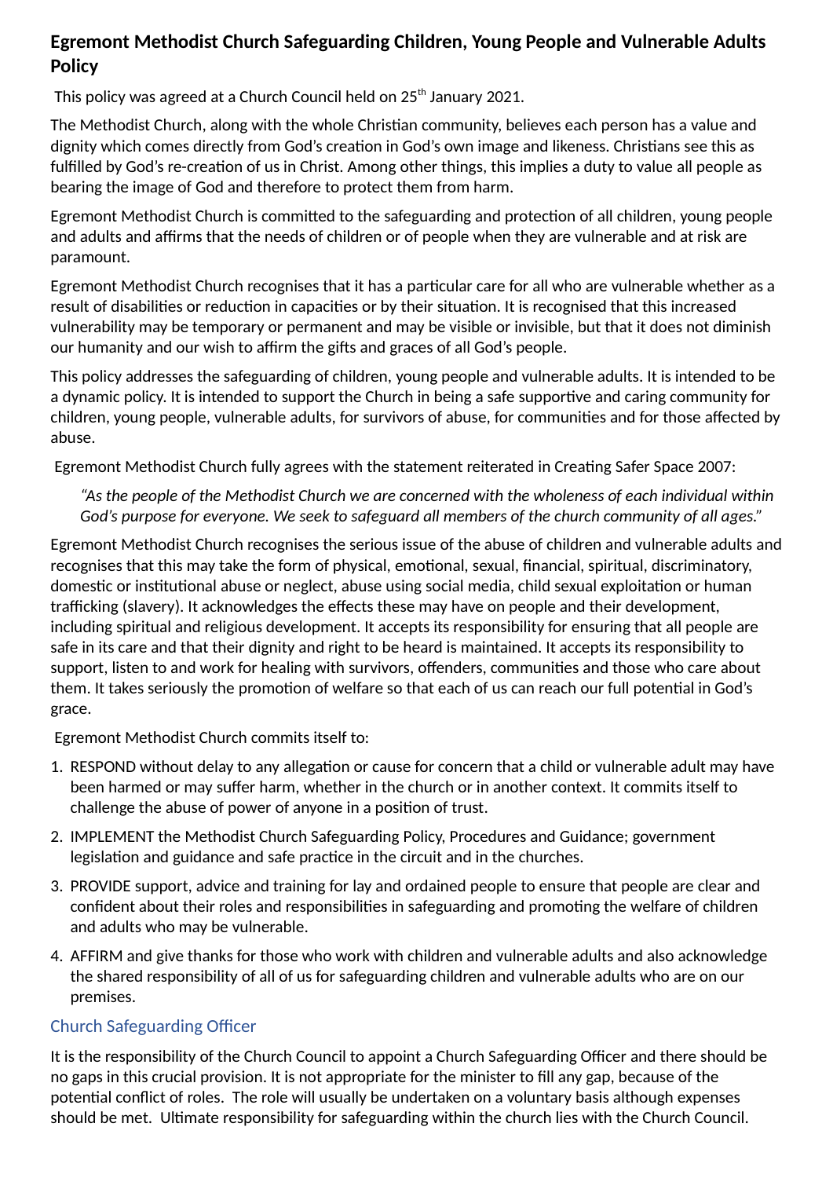# Egremont Methodist Church Safeguarding Children, Young People and Vulnerable Adults Policy

This policy was agreed at a Church Council held on 25th January 2021.

The Methodist Church, along with the whole Christian community, believes each person has a value and dignity which comes directly from God's creation in God's own image and likeness. Christians see this as fulfilled by God's re-creation of us in Christ. Among other things, this implies a duty to value all people as bearing the image of God and therefore to protect them from harm.

Egremont Methodist Church is committed to the safeguarding and protection of all children, young people and adults and affirms that the needs of children or of people when they are vulnerable and at risk are paramount.

Egremont Methodist Church recognises that it has a particular care for all who are vulnerable whether as a result of disabilities or reduction in capacities or by their situation. It is recognised that this increased vulnerability may be temporary or permanent and may be visible or invisible, but that it does not diminish our humanity and our wish to affirm the gifts and graces of all God's people.

This policy addresses the safeguarding of children, young people and vulnerable adults. It is intended to be a dynamic policy. It is intended to support the Church in being a safe supportive and caring community for children, young people, vulnerable adults, for survivors of abuse, for communities and for those affected by abuse.

Egremont Methodist Church fully agrees with the statement reiterated in Creating Safer Space 2007:

> *"As the people of the Methodist Church we are concerned with the wholeness of each individual within God's purpose for everyone. We seek to safeguard all members of the church community of all ages."*

Egremont Methodist Church recognises the serious issue of the abuse of children and vulnerable adults and recognises that this may take the form of physical, emotional, sexual, financial, spiritual, discriminatory, domestic or institutional abuse or neglect, abuse using social media, child sexual exploitation or human trafficking (slavery). It acknowledges the effects these may have on people and their development, including spiritual and religious development. It accepts its responsibility for ensuring that all people are safe in its care and that their dignity and right to be heard is maintained. It accepts its responsibility to support, listen to and work for healing with survivors, offenders, communities and those who care about them. It takes seriously the promotion of welfare so that each of us can reach our full potential in God's grace.

Egremont Methodist Church commits itself to:

1. RESPOND without delay to any allegation or cause for concern that a child or vulnerable adult may have been harmed or may suffer harm, whether in the church or in another context. It commits itself to challenge the abuse of power of anyone in a position of trust.
2. IMPLEMENT the Methodist Church Safeguarding Policy, Procedures and Guidance; government legislation and guidance and safe practice in the circuit and in the churches.
3. PROVIDE support, advice and training for lay and ordained people to ensure that people are clear and confident about their roles and responsibilities in safeguarding and promoting the welfare of children and adults who may be vulnerable.
4. AFFIRM and give thanks for those who work with children and vulnerable adults and also acknowledge the shared responsibility of all of us for safeguarding children and vulnerable adults who are on our premises.

## Church Safeguarding Officer

It is the responsibility of the Church Council to appoint a Church Safeguarding Officer and there should be no gaps in this crucial provision. It is not appropriate for the minister to fill any gap, because of the potential conflict of roles. The role will usually be undertaken on a voluntary basis although expenses should be met. Ultimate responsibility for safeguarding within the church lies with the Church Council.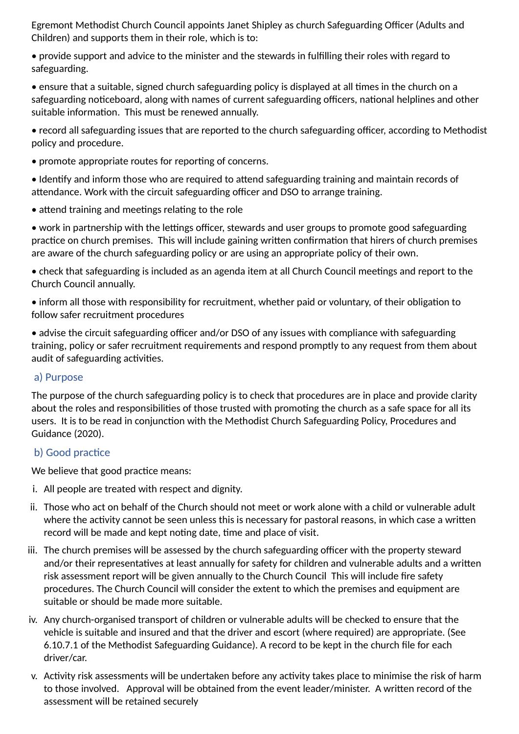Egremont Methodist Church Council appoints Janet Shipley as church Safeguarding Officer (Adults and Children) and supports them in their role, which is to:

• provide support and advice to the minister and the stewards in fulfilling their roles with regard to safeguarding.

• ensure that a suitable, signed church safeguarding policy is displayed at all times in the church on a safeguarding noticeboard, along with names of current safeguarding officers, national helplines and other suitable information. This must be renewed annually.

• record all safeguarding issues that are reported to the church safeguarding officer, according to Methodist policy and procedure.

• promote appropriate routes for reporting of concerns.

• Identify and inform those who are required to attend safeguarding training and maintain records of attendance. Work with the circuit safeguarding officer and DSO to arrange training.

• attend training and meetings relating to the role

• work in partnership with the lettings officer, stewards and user groups to promote good safeguarding practice on church premises. This will include gaining written confirmation that hirers of church premises are aware of the church safeguarding policy or are using an appropriate policy of their own.

• check that safeguarding is included as an agenda item at all Church Council meetings and report to the Church Council annually.

• inform all those with responsibility for recruitment, whether paid or voluntary, of their obligation to follow safer recruitment procedures

• advise the circuit safeguarding officer and/or DSO of any issues with compliance with safeguarding training, policy or safer recruitment requirements and respond promptly to any request from them about audit of safeguarding activities.

## a) Purpose

The purpose of the church safeguarding policy is to check that procedures are in place and provide clarity about the roles and responsibilities of those trusted with promoting the church as a safe space for all its users. It is to be read in conjunction with the Methodist Church Safeguarding Policy, Procedures and Guidance (2020).

## b) Good practice

We believe that good practice means:

i. All people are treated with respect and dignity.

ii. Those who act on behalf of the Church should not meet or work alone with a child or vulnerable adult where the activity cannot be seen unless this is necessary for pastoral reasons, in which case a written record will be made and kept noting date, time and place of visit.

iii. The church premises will be assessed by the church safeguarding officer with the property steward and/or their representatives at least annually for safety for children and vulnerable adults and a written risk assessment report will be given annually to the Church Council This will include fire safety procedures. The Church Council will consider the extent to which the premises and equipment are suitable or should be made more suitable.

iv. Any church-organised transport of children or vulnerable adults will be checked to ensure that the vehicle is suitable and insured and that the driver and escort (where required) are appropriate. (See 6.10.7.1 of the Methodist Safeguarding Guidance). A record to be kept in the church file for each driver/car.

v. Activity risk assessments will be undertaken before any activity takes place to minimise the risk of harm to those involved. Approval will be obtained from the event leader/minister. A written record of the assessment will be retained securely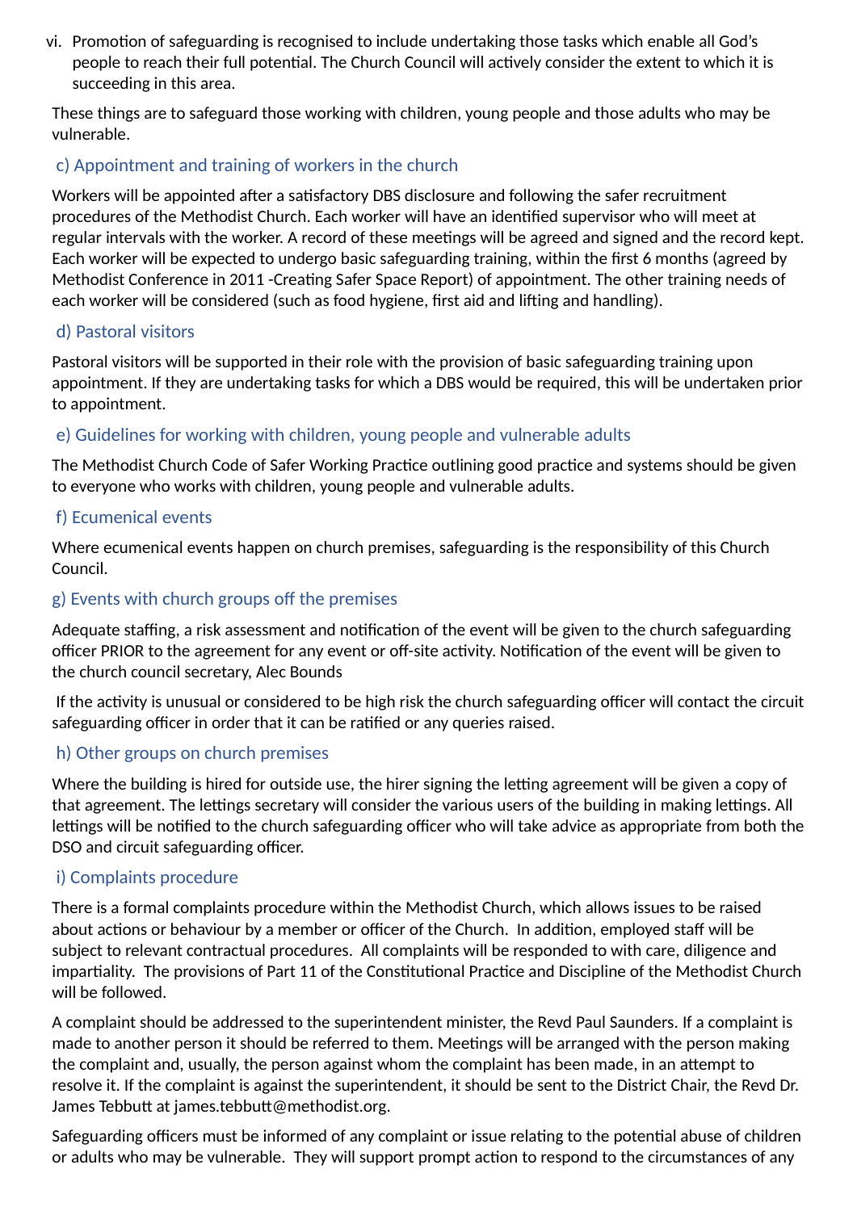vi. Promotion of safeguarding is recognised to include undertaking those tasks which enable all God's people to reach their full potential. The Church Council will actively consider the extent to which it is succeeding in this area.

These things are to safeguard those working with children, young people and those adults who may be vulnerable.

### c) Appointment and training of workers in the church

Workers will be appointed after a satisfactory DBS disclosure and following the safer recruitment procedures of the Methodist Church. Each worker will have an identified supervisor who will meet at regular intervals with the worker. A record of these meetings will be agreed and signed and the record kept. Each worker will be expected to undergo basic safeguarding training, within the first 6 months (agreed by Methodist Conference in 2011 -Creating Safer Space Report) of appointment. The other training needs of each worker will be considered (such as food hygiene, first aid and lifting and handling).

### d) Pastoral visitors

Pastoral visitors will be supported in their role with the provision of basic safeguarding training upon appointment. If they are undertaking tasks for which a DBS would be required, this will be undertaken prior to appointment.

### e) Guidelines for working with children, young people and vulnerable adults

The Methodist Church Code of Safer Working Practice outlining good practice and systems should be given to everyone who works with children, young people and vulnerable adults.

### f) Ecumenical events

Where ecumenical events happen on church premises, safeguarding is the responsibility of this Church Council.

### g) Events with church groups off the premises

Adequate staffing, a risk assessment and notification of the event will be given to the church safeguarding officer PRIOR to the agreement for any event or off-site activity. Notification of the event will be given to the church council secretary, Alec Bounds

If the activity is unusual or considered to be high risk the church safeguarding officer will contact the circuit safeguarding officer in order that it can be ratified or any queries raised.

### h) Other groups on church premises

Where the building is hired for outside use, the hirer signing the letting agreement will be given a copy of that agreement. The lettings secretary will consider the various users of the building in making lettings. All lettings will be notified to the church safeguarding officer who will take advice as appropriate from both the DSO and circuit safeguarding officer.

### i) Complaints procedure

There is a formal complaints procedure within the Methodist Church, which allows issues to be raised about actions or behaviour by a member or officer of the Church. In addition, employed staff will be subject to relevant contractual procedures. All complaints will be responded to with care, diligence and impartiality. The provisions of Part 11 of the Constitutional Practice and Discipline of the Methodist Church will be followed.

A complaint should be addressed to the superintendent minister, the Revd Paul Saunders. If a complaint is made to another person it should be referred to them. Meetings will be arranged with the person making the complaint and, usually, the person against whom the complaint has been made, in an attempt to resolve it. If the complaint is against the superintendent, it should be sent to the District Chair, the Revd Dr. James Tebbutt at james.tebbutt@methodist.org.

Safeguarding officers must be informed of any complaint or issue relating to the potential abuse of children or adults who may be vulnerable. They will support prompt action to respond to the circumstances of any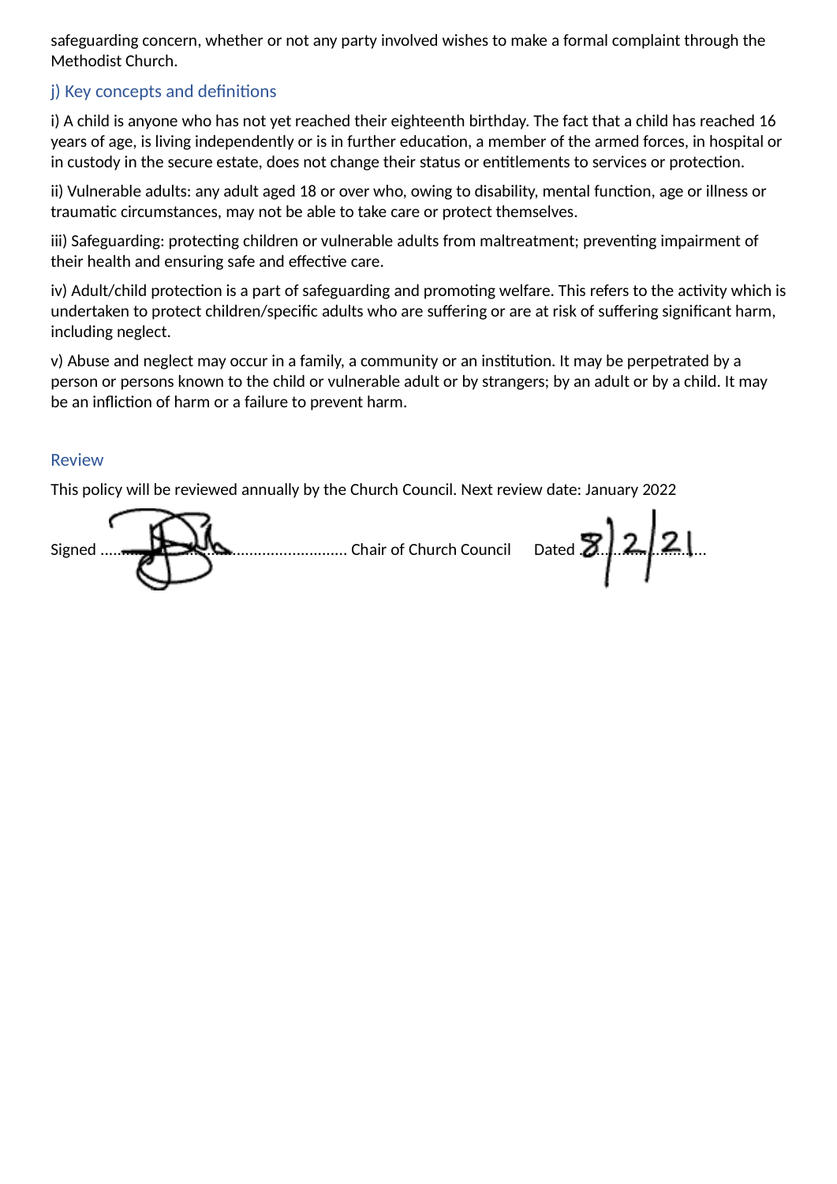safeguarding concern, whether or not any party involved wishes to make a formal complaint through the Methodist Church.

### j) Key concepts and definitions

i) A child is anyone who has not yet reached their eighteenth birthday. The fact that a child has reached 16 years of age, is living independently or is in further education, a member of the armed forces, in hospital or in custody in the secure estate, does not change their status or entitlements to services or protection.

ii) Vulnerable adults: any adult aged 18 or over who, owing to disability, mental function, age or illness or traumatic circumstances, may not be able to take care or protect themselves.

iii) Safeguarding: protecting children or vulnerable adults from maltreatment; preventing impairment of their health and ensuring safe and effective care.

iv) Adult/child protection is a part of safeguarding and promoting welfare. This refers to the activity which is undertaken to protect children/specific adults who are suffering or are at risk of suffering significant harm, including neglect.

v) Abuse and neglect may occur in a family, a community or an institution. It may be perpetrated by a person or persons known to the child or vulnerable adult or by strangers; by an adult or by a child. It may be an infliction of harm or a failure to prevent harm.

### Review

This policy will be reviewed annually by the Church Council. Next review date: January 2022

Signed .............................................. Chair of Church Council     Dated 8/2/21